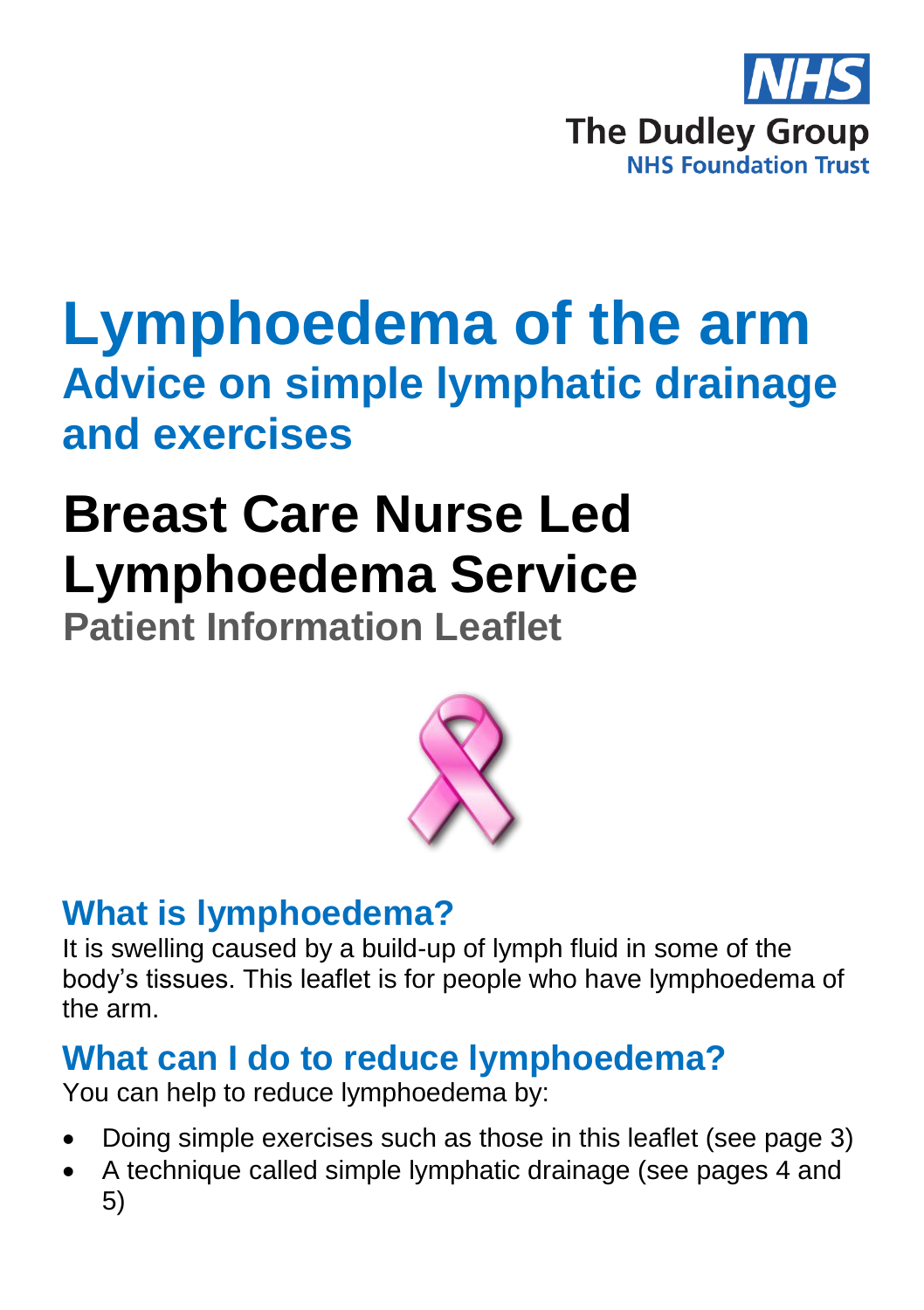NHS
The Dudley Group
NHS Foundation Trust

# Lymphoedema of the arm

## Advice on simple lymphatic drainage and exercises

# Breast Care Nurse Led Lymphoedema Service

**Patient Information Leaflet**

## What is lymphoedema?

It is swelling caused by a build-up of lymph fluid in some of the body's tissues. This leaflet is for people who have lymphoedema of the arm.

## What can I do to reduce lymphoedema?

You can help to reduce lymphoedema by:

- Doing simple exercises such as those in this leaflet (see page 3)
- A technique called simple lymphatic drainage (see pages 4 and 5)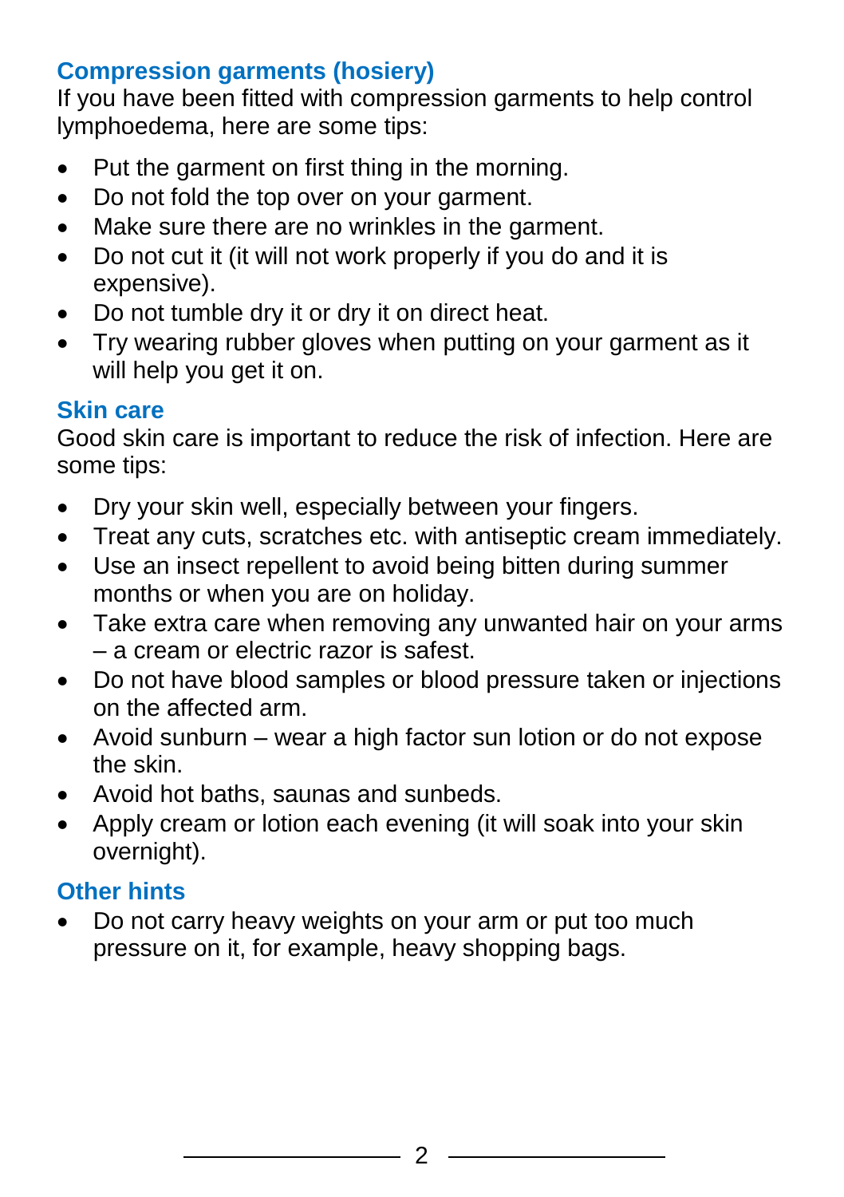## Compression garments (hosiery)

If you have been fitted with compression garments to help control lymphoedema, here are some tips:

- Put the garment on first thing in the morning.
- Do not fold the top over on your garment.
- Make sure there are no wrinkles in the garment.
- Do not cut it (it will not work properly if you do and it is expensive).
- Do not tumble dry it or dry it on direct heat.
- Try wearing rubber gloves when putting on your garment as it will help you get it on.

## Skin care

Good skin care is important to reduce the risk of infection. Here are some tips:

- Dry your skin well, especially between your fingers.
- Treat any cuts, scratches etc. with antiseptic cream immediately.
- Use an insect repellent to avoid being bitten during summer months or when you are on holiday.
- Take extra care when removing any unwanted hair on your arms – a cream or electric razor is safest.
- Do not have blood samples or blood pressure taken or injections on the affected arm.
- Avoid sunburn – wear a high factor sun lotion or do not expose the skin.
- Avoid hot baths, saunas and sunbeds.
- Apply cream or lotion each evening (it will soak into your skin overnight).

## Other hints

- Do not carry heavy weights on your arm or put too much pressure on it, for example, heavy shopping bags.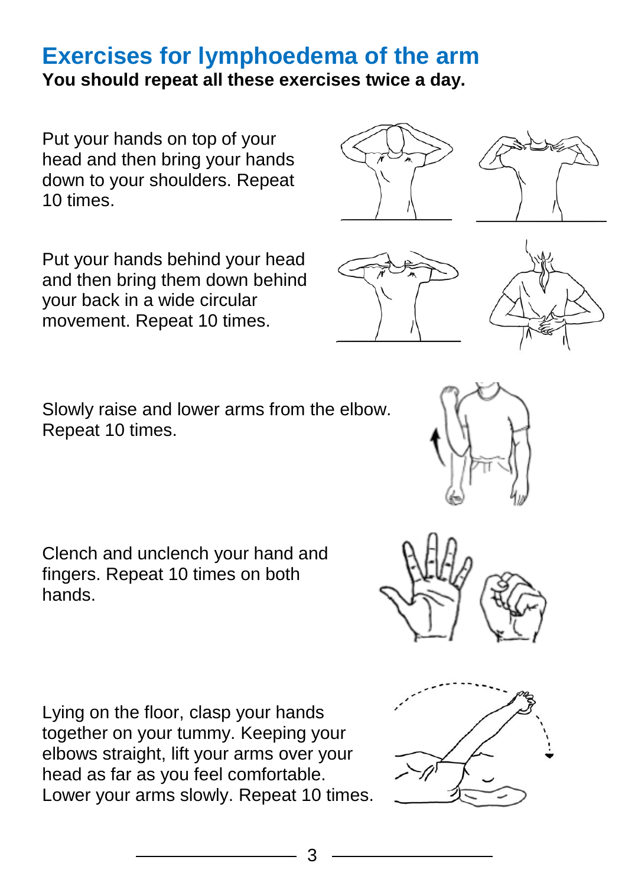## Exercises for lymphoedema of the arm

**You should repeat all these exercises twice a day.**

Put your hands on top of your head and then bring your hands down to your shoulders. Repeat 10 times.

Put your hands behind your head and then bring them down behind your back in a wide circular movement. Repeat 10 times.

Slowly raise and lower arms from the elbow. Repeat 10 times.

Clench and unclench your hand and fingers. Repeat 10 times on both hands.

Lying on the floor, clasp your hands together on your tummy. Keeping your elbows straight, lift your arms over your head as far as you feel comfortable. Lower your arms slowly. Repeat 10 times.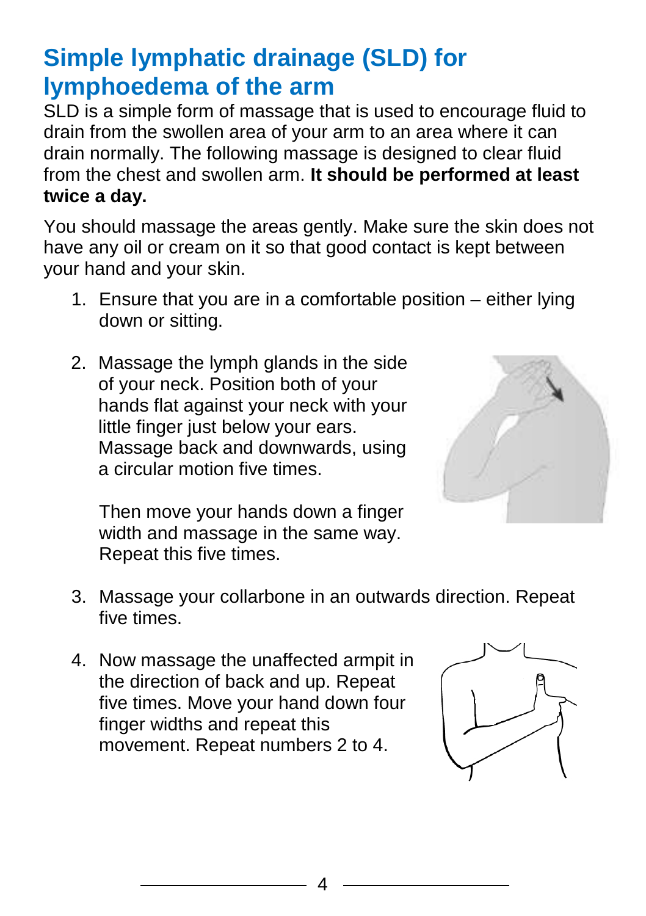# Simple lymphatic drainage (SLD) for lymphoedema of the arm

SLD is a simple form of massage that is used to encourage fluid to drain from the swollen area of your arm to an area where it can drain normally. The following massage is designed to clear fluid from the chest and swollen arm. **It should be performed at least twice a day.**

You should massage the areas gently. Make sure the skin does not have any oil or cream on it so that good contact is kept between your hand and your skin.

1. Ensure that you are in a comfortable position – either lying down or sitting.

2. Massage the lymph glands in the side of your neck. Position both of your hands flat against your neck with your little finger just below your ears. Massage back and downwards, using a circular motion five times.

   Then move your hands down a finger width and massage in the same way. Repeat this five times.

3. Massage your collarbone in an outwards direction. Repeat five times.

4. Now massage the unaffected armpit in the direction of back and up. Repeat five times. Move your hand down four finger widths and repeat this movement. Repeat numbers 2 to 4.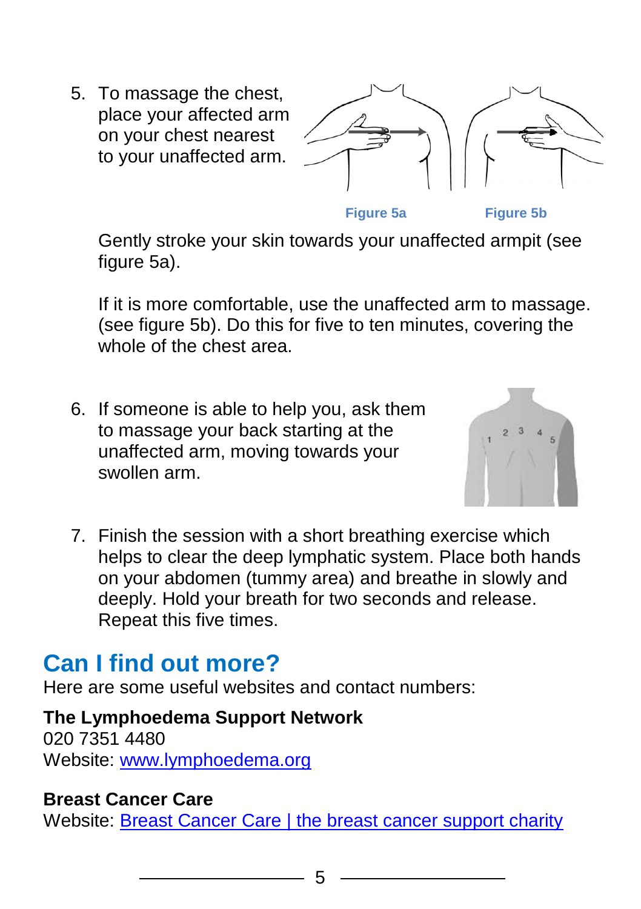5. To massage the chest, place your affected arm on your chest nearest to your unaffected arm.

   Figure 5a Figure 5b

   Gently stroke your skin towards your unaffected armpit (see figure 5a).

   If it is more comfortable, use the unaffected arm to massage. (see figure 5b). Do this for five to ten minutes, covering the whole of the chest area.

6. If someone is able to help you, ask them to massage your back starting at the unaffected arm, moving towards your swollen arm.

7. Finish the session with a short breathing exercise which helps to clear the deep lymphatic system. Place both hands on your abdomen (tummy area) and breathe in slowly and deeply. Hold your breath for two seconds and release. Repeat this five times.

## Can I find out more?

Here are some useful websites and contact numbers:

**The Lymphoedema Support Network**
020 7351 4480
Website: [www.lymphoedema.org](www.lymphoedema.org)

**Breast Cancer Care**
Website: Breast Cancer Care | the breast cancer support charity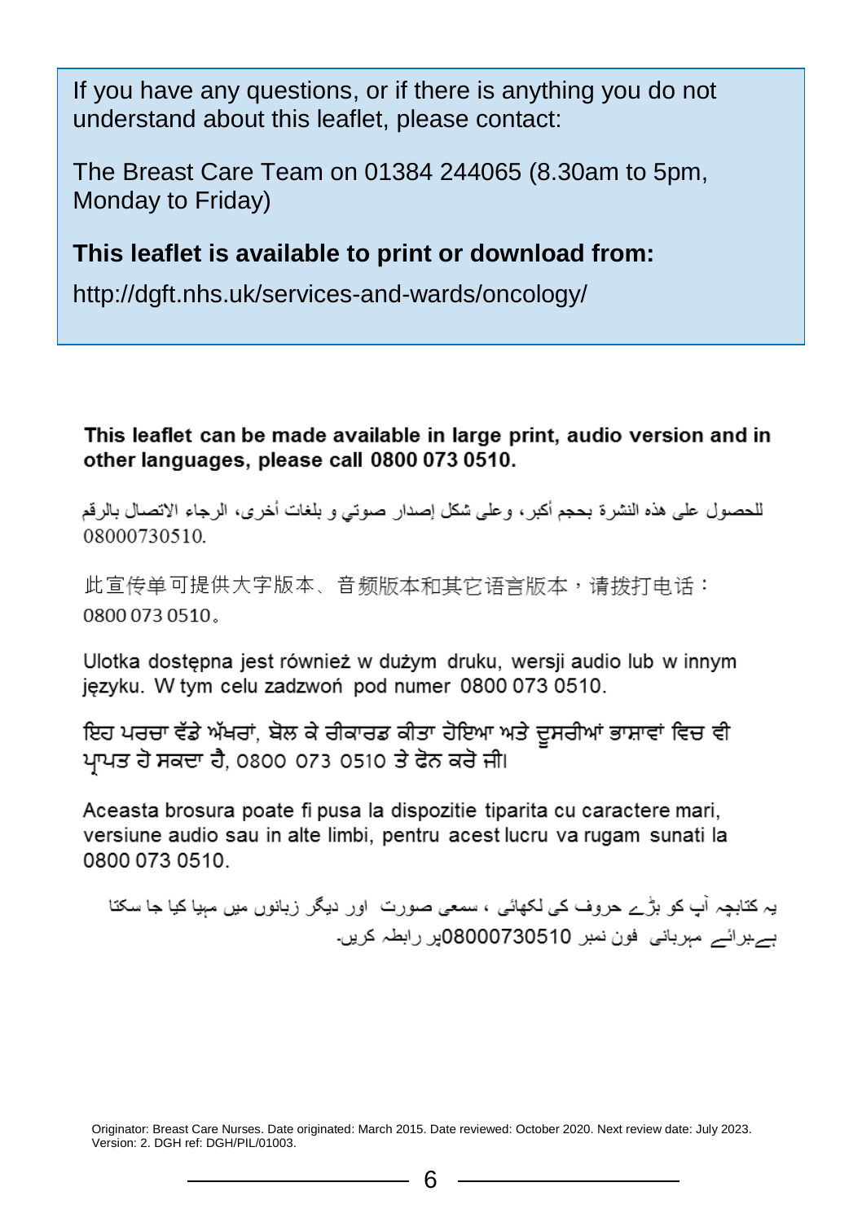If you have any questions, or if there is anything you do not understand about this leaflet, please contact:

The Breast Care Team on 01384 244065 (8.30am to 5pm, Monday to Friday)

**This leaflet is available to print or download from:**

http://dgft.nhs.uk/services-and-wards/oncology/

**This leaflet can be made available in large print, audio version and in other languages, please call 0800 073 0510.**

للحصول على هذه النشرة بحجم أكبر، وعلى شكل إصدار صوتي و بلغات أخرى، الرجاء الاتصال بالرقم 08000730510.

此宣传单可提供大字版本、音频版本和其它语言版本，请拨打电话：0800 073 0510。

Ulotka dostępna jest również w dużym druku, wersji audio lub w innym języku. W tym celu zadzwoń pod numer 0800 073 0510.

ਇਹ ਪਰਚਾ ਵੱਡੇ ਅੱਖਰਾਂ, ਬੋਲ ਕੇ ਰੀਕਾਰਡ ਕੀਤਾ ਹੋਇਆ ਅਤੇ ਦੂਸਰੀਆਂ ਭਾਸ਼ਾਵਾਂ ਵਿਚ ਵੀ ਪ੍ਰਾਪਤ ਹੋ ਸਕਦਾ ਹੈ, 0800 073 0510 ਤੇ ਫੋਨ ਕਰੋ ਜੀ।

Aceasta brosura poate fi pusa la dispozitie tiparita cu caractere mari, versiune audio sau in alte limbi, pentru acest lucru va rugam sunati la 0800 073 0510.

یہ کتابچہ آپ کو بڑے حروف کی لکھائی ، سمعی صورت اور دیگر زبانوں میں مہیا کیا جا سکتا ہے۔برائے مہربانی فون نمبر 08000730510پر رابطہ کریں۔

Originator: Breast Care Nurses. Date originated: March 2015. Date reviewed: October 2020. Next review date: July 2023. Version: 2. DGH ref: DGH/PIL/01003.